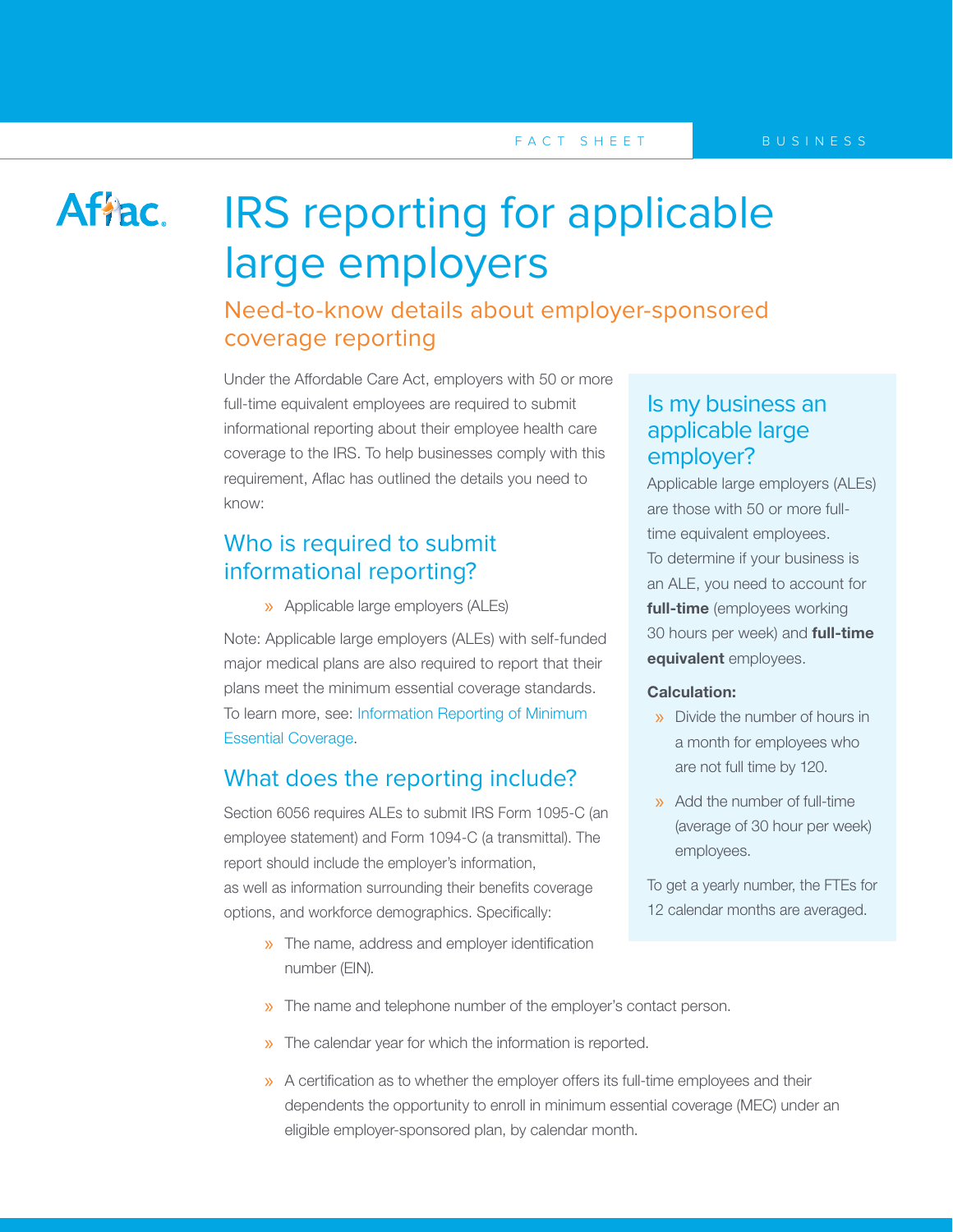FACT SHEET BUSINESS

# IRS reporting for applicable large employers

## Need-to-know details about employer-sponsored coverage reporting

Under the Affordable Care Act, employers with 50 or more full-time equivalent employees are required to submit informational reporting about their employee health care coverage to the IRS. To help businesses comply with this requirement, Aflac has outlined the details you need to know:

### Who is required to submit informational reporting?

- Applicable large employers (ALEs)

Note: Applicable large employers (ALEs) with self-funded major medical plans are also required to report that their plans meet the minimum essential coverage standards. To learn more, see: Information Reporting of Minimum Essential Coverage.

### Is my business an applicable large employer?

Applicable large employers (ALEs) are those with 50 or more full-time equivalent employees.

To determine if your business is an ALE, you need to account for **full-time** (employees working 30 hours per week) and **full-time equivalent** employees.

**Calculation:**

- Divide the number of hours in a month for employees who are not full time by 120.
- Add the number of full-time (average of 30 hour per week) employees.

To get a yearly number, the FTEs for 12 calendar months are averaged.

### What does the reporting include?

Section 6056 requires ALEs to submit IRS Form 1095-C (an employee statement) and Form 1094-C (a transmittal). The report should include the employer's information, as well as information surrounding their benefits coverage options, and workforce demographics. Specifically:

- The name, address and employer identification number (EIN).
- The name and telephone number of the employer's contact person.
- The calendar year for which the information is reported.
- A certification as to whether the employer offers its full-time employees and their dependents the opportunity to enroll in minimum essential coverage (MEC) under an eligible employer-sponsored plan, by calendar month.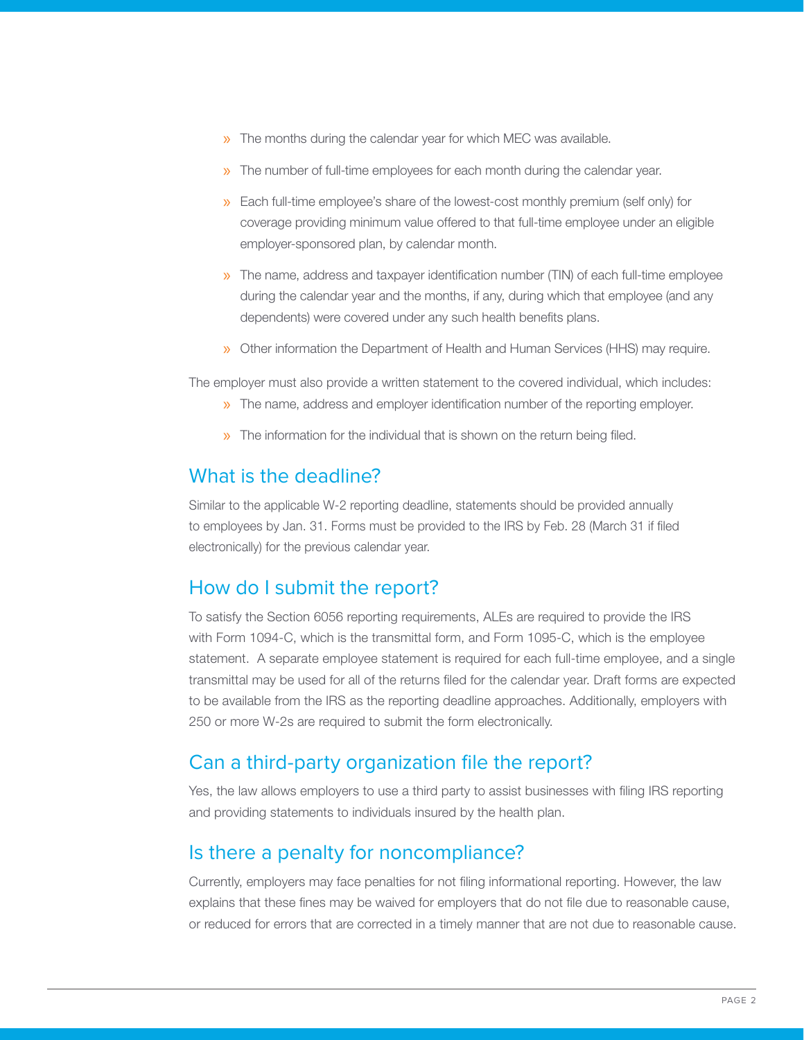- The months during the calendar year for which MEC was available.
- The number of full-time employees for each month during the calendar year.
- Each full-time employee's share of the lowest-cost monthly premium (self only) for coverage providing minimum value offered to that full-time employee under an eligible employer-sponsored plan, by calendar month.
- The name, address and taxpayer identification number (TIN) of each full-time employee during the calendar year and the months, if any, during which that employee (and any dependents) were covered under any such health benefits plans.
- Other information the Department of Health and Human Services (HHS) may require.

The employer must also provide a written statement to the covered individual, which includes:

- The name, address and employer identification number of the reporting employer.
- The information for the individual that is shown on the return being filed.

## What is the deadline?

Similar to the applicable W-2 reporting deadline, statements should be provided annually to employees by Jan. 31. Forms must be provided to the IRS by Feb. 28 (March 31 if filed electronically) for the previous calendar year.

## How do I submit the report?

To satisfy the Section 6056 reporting requirements, ALEs are required to provide the IRS with Form 1094-C, which is the transmittal form, and Form 1095-C, which is the employee statement. A separate employee statement is required for each full-time employee, and a single transmittal may be used for all of the returns filed for the calendar year. Draft forms are expected to be available from the IRS as the reporting deadline approaches. Additionally, employers with 250 or more W-2s are required to submit the form electronically.

## Can a third-party organization file the report?

Yes, the law allows employers to use a third party to assist businesses with filing IRS reporting and providing statements to individuals insured by the health plan.

## Is there a penalty for noncompliance?

Currently, employers may face penalties for not filing informational reporting. However, the law explains that these fines may be waived for employers that do not file due to reasonable cause, or reduced for errors that are corrected in a timely manner that are not due to reasonable cause.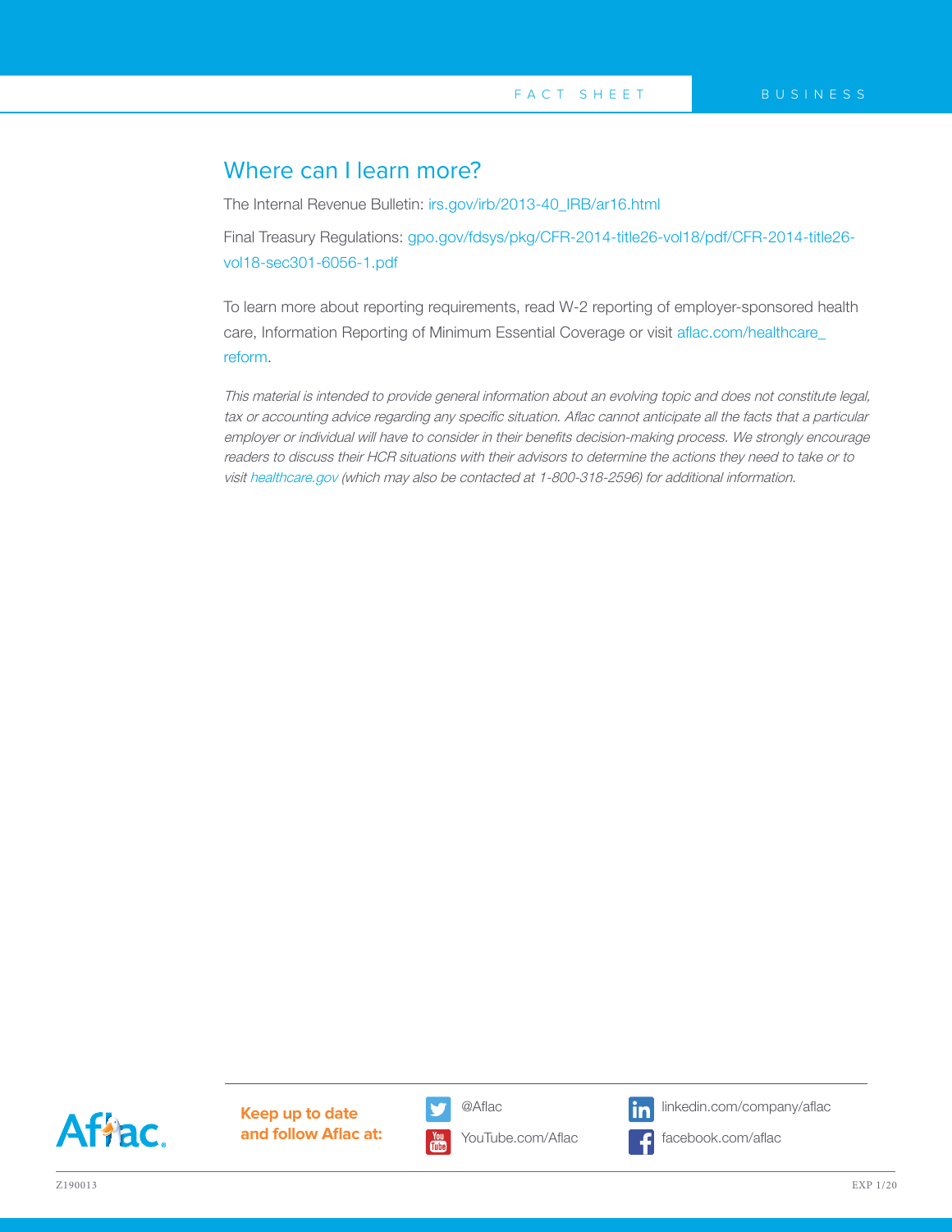## Where can I learn more?

The Internal Revenue Bulletin: irs.gov/irb/2013-40_IRB/ar16.html

Final Treasury Regulations: gpo.gov/fdsys/pkg/CFR-2014-title26-vol18/pdf/CFR-2014-title26-vol18-sec301-6056-1.pdf

To learn more about reporting requirements, read W-2 reporting of employer-sponsored health care, Information Reporting of Minimum Essential Coverage or visit aflac.com/healthcare_reform.

*This material is intended to provide general information about an evolving topic and does not constitute legal, tax or accounting advice regarding any specific situation. Aflac cannot anticipate all the facts that a particular employer or individual will have to consider in their benefits decision-making process. We strongly encourage readers to discuss their HCR situations with their advisors to determine the actions they need to take or to visit healthcare.gov (which may also be contacted at 1-800-318-2596) for additional information.*

**Keep up to date and follow Aflac at:**

@Aflac

YouTube.com/Aflac

linkedin.com/company/aflac

facebook.com/aflac

Z190013

EXP 1/20